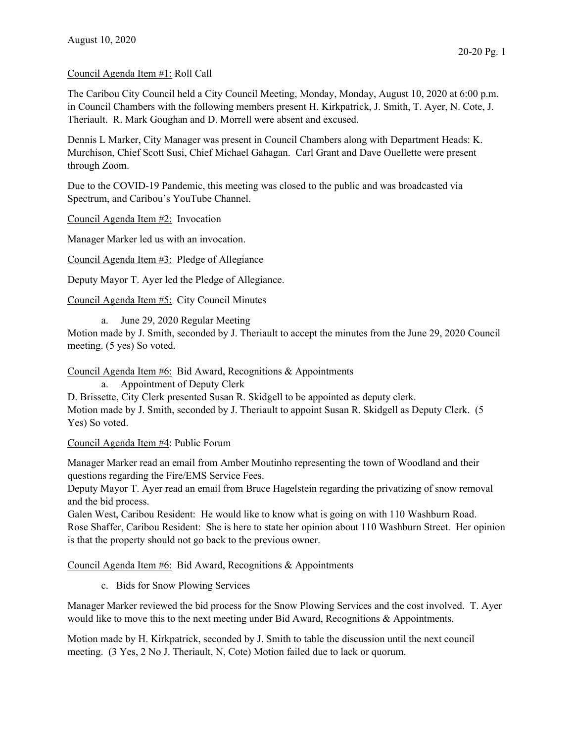August 10, 2020

Council Agenda Item #1: Roll Call

The Caribou City Council held a City Council Meeting, Monday, Monday, August 10, 2020 at 6:00 p.m. in Council Chambers with the following members present H. Kirkpatrick, J. Smith, T. Ayer, N. Cote, J. Theriault. R. Mark Goughan and D. Morrell were absent and excused.

Dennis L Marker, City Manager was present in Council Chambers along with Department Heads: K. Murchison, Chief Scott Susi, Chief Michael Gahagan. Carl Grant and Dave Ouellette were present through Zoom.

Due to the COVID-19 Pandemic, this meeting was closed to the public and was broadcasted via Spectrum, and Caribou's YouTube Channel.

Council Agenda Item #2: Invocation

Manager Marker led us with an invocation.

Council Agenda Item #3: Pledge of Allegiance

Deputy Mayor T. Ayer led the Pledge of Allegiance.

Council Agenda Item #5: City Council Minutes

a. June 29, 2020 Regular Meeting

Motion made by J. Smith, seconded by J. Theriault to accept the minutes from the June 29, 2020 Council meeting. (5 yes) So voted.

Council Agenda Item #6: Bid Award, Recognitions & Appointments

a. Appointment of Deputy Clerk

D. Brissette, City Clerk presented Susan R. Skidgell to be appointed as deputy clerk.

Motion made by J. Smith, seconded by J. Theriault to appoint Susan R. Skidgell as Deputy Clerk. (5 Yes) So voted.

Council Agenda Item #4: Public Forum

Manager Marker read an email from Amber Moutinho representing the town of Woodland and their questions regarding the Fire/EMS Service Fees.

Deputy Mayor T. Ayer read an email from Bruce Hagelstein regarding the privatizing of snow removal and the bid process.

Galen West, Caribou Resident: He would like to know what is going on with 110 Washburn Road.

Rose Shaffer, Caribou Resident: She is here to state her opinion about 110 Washburn Street. Her opinion is that the property should not go back to the previous owner.

Council Agenda Item #6: Bid Award, Recognitions & Appointments

c. Bids for Snow Plowing Services

Manager Marker reviewed the bid process for the Snow Plowing Services and the cost involved. T. Ayer would like to move this to the next meeting under Bid Award, Recognitions & Appointments.

Motion made by H. Kirkpatrick, seconded by J. Smith to table the discussion until the next council meeting. (3 Yes, 2 No J. Theriault, N, Cote) Motion failed due to lack or quorum.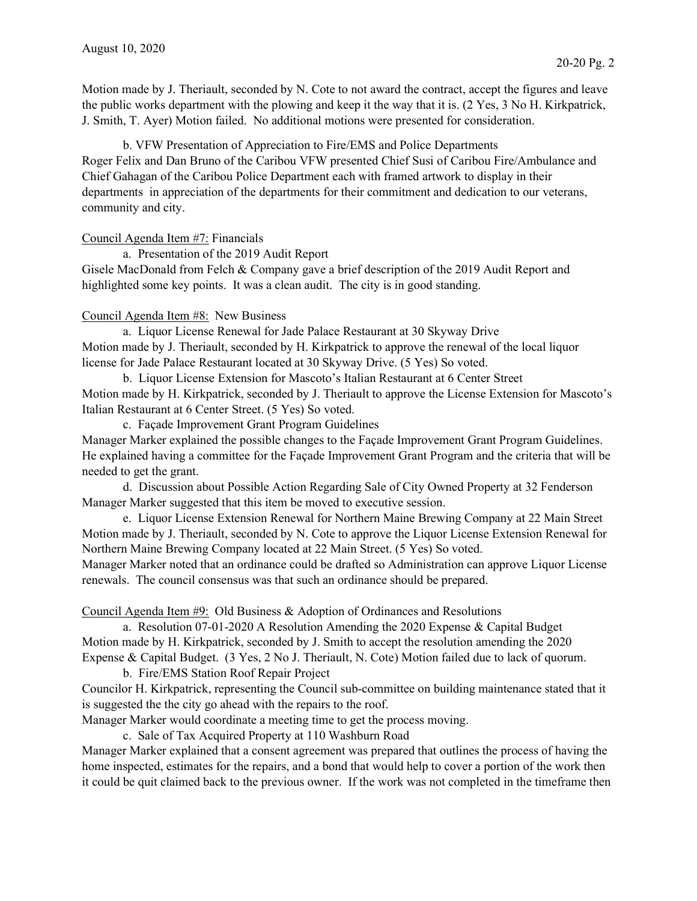Motion made by J. Theriault, seconded by N. Cote to not award the contract, accept the figures and leave the public works department with the plowing and keep it the way that it is. (2 Yes, 3 No H. Kirkpatrick, J. Smith, T. Ayer) Motion failed. No additional motions were presented for consideration.

b. VFW Presentation of Appreciation to Fire/EMS and Police Departments

Roger Felix and Dan Bruno of the Caribou VFW presented Chief Susi of Caribou Fire/Ambulance and Chief Gahagan of the Caribou Police Department each with framed artwork to display in their departments in appreciation of the departments for their commitment and dedication to our veterans, community and city.

Council Agenda Item #7: Financials

a. Presentation of the 2019 Audit Report

Gisele MacDonald from Felch & Company gave a brief description of the 2019 Audit Report and highlighted some key points. It was a clean audit. The city is in good standing.

Council Agenda Item #8: New Business

a. Liquor License Renewal for Jade Palace Restaurant at 30 Skyway Drive

Motion made by J. Theriault, seconded by H. Kirkpatrick to approve the renewal of the local liquor license for Jade Palace Restaurant located at 30 Skyway Drive. (5 Yes) So voted.

b. Liquor License Extension for Mascoto's Italian Restaurant at 6 Center Street

Motion made by H. Kirkpatrick, seconded by J. Theriault to approve the License Extension for Mascoto's Italian Restaurant at 6 Center Street. (5 Yes) So voted.

c. Façade Improvement Grant Program Guidelines

Manager Marker explained the possible changes to the Façade Improvement Grant Program Guidelines. He explained having a committee for the Façade Improvement Grant Program and the criteria that will be needed to get the grant.

d. Discussion about Possible Action Regarding Sale of City Owned Property at 32 Fenderson

Manager Marker suggested that this item be moved to executive session.

e. Liquor License Extension Renewal for Northern Maine Brewing Company at 22 Main Street

Motion made by J. Theriault, seconded by N. Cote to approve the Liquor License Extension Renewal for Northern Maine Brewing Company located at 22 Main Street. (5 Yes) So voted.

Manager Marker noted that an ordinance could be drafted so Administration can approve Liquor License renewals. The council consensus was that such an ordinance should be prepared.

Council Agenda Item #9: Old Business & Adoption of Ordinances and Resolutions

a. Resolution 07-01-2020 A Resolution Amending the 2020 Expense & Capital Budget

Motion made by H. Kirkpatrick, seconded by J. Smith to accept the resolution amending the 2020 Expense & Capital Budget. (3 Yes, 2 No J. Theriault, N. Cote) Motion failed due to lack of quorum.

b. Fire/EMS Station Roof Repair Project

Councilor H. Kirkpatrick, representing the Council sub-committee on building maintenance stated that it is suggested the the city go ahead with the repairs to the roof.

Manager Marker would coordinate a meeting time to get the process moving.

c. Sale of Tax Acquired Property at 110 Washburn Road

Manager Marker explained that a consent agreement was prepared that outlines the process of having the home inspected, estimates for the repairs, and a bond that would help to cover a portion of the work then it could be quit claimed back to the previous owner. If the work was not completed in the timeframe then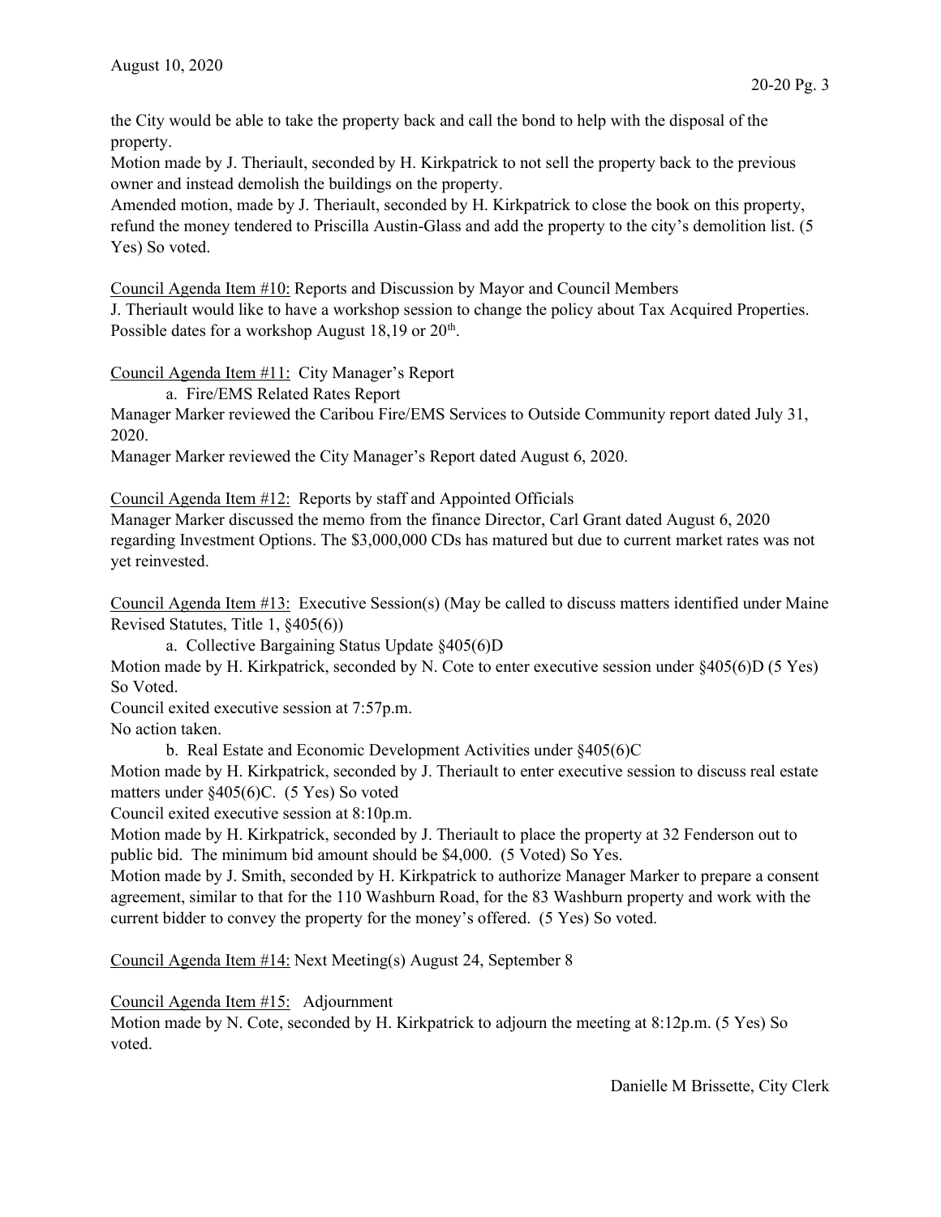the City would be able to take the property back and call the bond to help with the disposal of the property.

Motion made by J. Theriault, seconded by H. Kirkpatrick to not sell the property back to the previous owner and instead demolish the buildings on the property.

Amended motion, made by J. Theriault, seconded by H. Kirkpatrick to close the book on this property, refund the money tendered to Priscilla Austin-Glass and add the property to the city's demolition list. (5 Yes) So voted.

Council Agenda Item #10: Reports and Discussion by Mayor and Council Members

J. Theriault would like to have a workshop session to change the policy about Tax Acquired Properties. Possible dates for a workshop August 18,19 or 20th.

Council Agenda Item #11: City Manager's Report

a. Fire/EMS Related Rates Report

Manager Marker reviewed the Caribou Fire/EMS Services to Outside Community report dated July 31, 2020.

Manager Marker reviewed the City Manager's Report dated August 6, 2020.

Council Agenda Item #12: Reports by staff and Appointed Officials

Manager Marker discussed the memo from the finance Director, Carl Grant dated August 6, 2020 regarding Investment Options. The $3,000,000 CDs has matured but due to current market rates was not yet reinvested.

Council Agenda Item #13: Executive Session(s) (May be called to discuss matters identified under Maine Revised Statutes, Title 1, §405(6))

a. Collective Bargaining Status Update §405(6)D

Motion made by H. Kirkpatrick, seconded by N. Cote to enter executive session under §405(6)D (5 Yes) So Voted.

Council exited executive session at 7:57p.m.

No action taken.

b. Real Estate and Economic Development Activities under §405(6)C

Motion made by H. Kirkpatrick, seconded by J. Theriault to enter executive session to discuss real estate matters under §405(6)C. (5 Yes) So voted

Council exited executive session at 8:10p.m.

Motion made by H. Kirkpatrick, seconded by J. Theriault to place the property at 32 Fenderson out to public bid. The minimum bid amount should be $4,000. (5 Voted) So Yes.

Motion made by J. Smith, seconded by H. Kirkpatrick to authorize Manager Marker to prepare a consent agreement, similar to that for the 110 Washburn Road, for the 83 Washburn property and work with the current bidder to convey the property for the money's offered. (5 Yes) So voted.

Council Agenda Item #14: Next Meeting(s) August 24, September 8

Council Agenda Item #15: Adjournment

Motion made by N. Cote, seconded by H. Kirkpatrick to adjourn the meeting at 8:12p.m. (5 Yes) So voted.

Danielle M Brissette, City Clerk